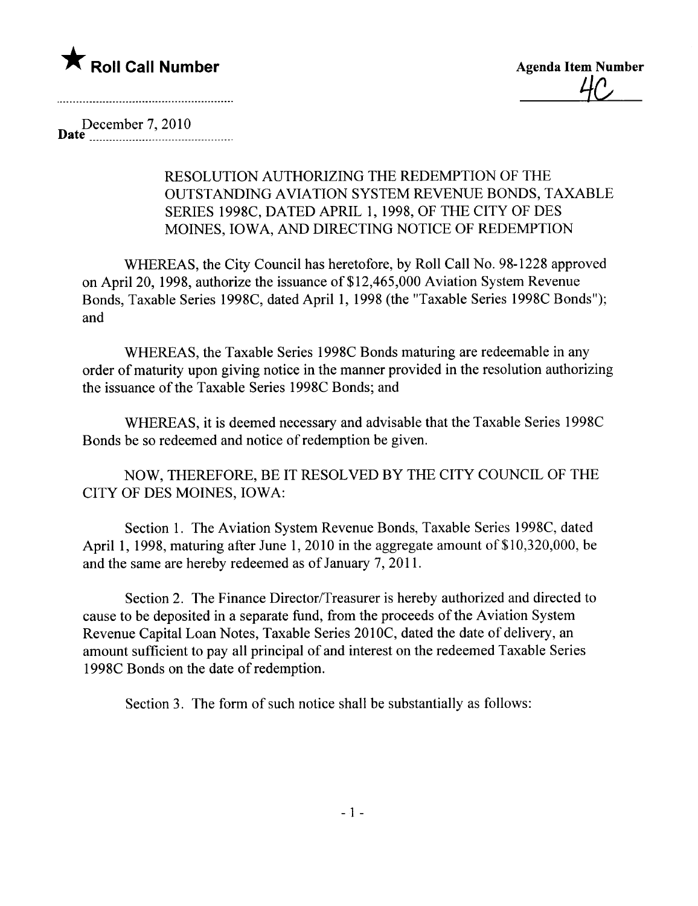★ **Roll Call Number**

**Agenda Item Number**

4C

**Date** December 7, 2010

RESOLUTION AUTHORIZING THE REDEMPTION OF THE OUTSTANDING AVIATION SYSTEM REVENUE BONDS, TAXABLE SERIES 1998C, DATED APRIL 1, 1998, OF THE CITY OF DES MOINES, IOWA, AND DIRECTING NOTICE OF REDEMPTION

WHEREAS, the City Council has heretofore, by Roll Call No. 98-1228 approved on April 20, 1998, authorize the issuance of $12,465,000 Aviation System Revenue Bonds, Taxable Series 1998C, dated April 1, 1998 (the "Taxable Series 1998C Bonds"); and

WHEREAS, the Taxable Series 1998C Bonds maturing are redeemable in any order of maturity upon giving notice in the manner provided in the resolution authorizing the issuance of the Taxable Series 1998C Bonds; and

WHEREAS, it is deemed necessary and advisable that the Taxable Series 1998C Bonds be so redeemed and notice of redemption be given.

NOW, THEREFORE, BE IT RESOLVED BY THE CITY COUNCIL OF THE CITY OF DES MOINES, IOWA:

Section 1. The Aviation System Revenue Bonds, Taxable Series 1998C, dated April 1, 1998, maturing after June 1, 2010 in the aggregate amount of $10,320,000, be and the same are hereby redeemed as of January 7, 2011.

Section 2. The Finance Director/Treasurer is hereby authorized and directed to cause to be deposited in a separate fund, from the proceeds of the Aviation System Revenue Capital Loan Notes, Taxable Series 2010C, dated the date of delivery, an amount sufficient to pay all principal of and interest on the redeemed Taxable Series 1998C Bonds on the date of redemption.

Section 3. The form of such notice shall be substantially as follows: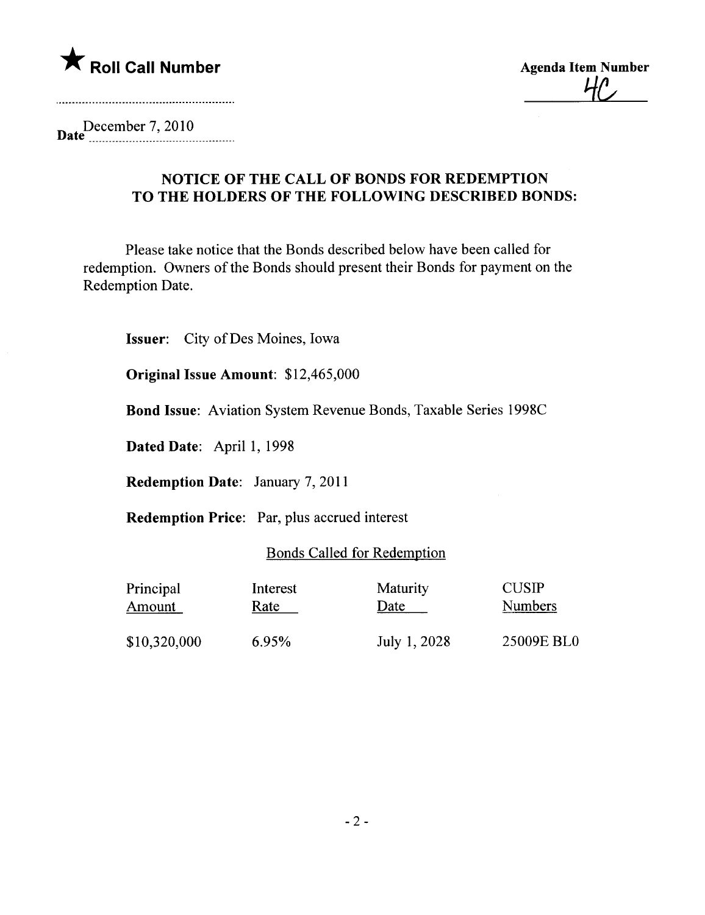★ **Roll Call Number**

**Agenda Item Number**
4C

Date December 7, 2010

## NOTICE OF THE CALL OF BONDS FOR REDEMPTION TO THE HOLDERS OF THE FOLLOWING DESCRIBED BONDS:

Please take notice that the Bonds described below have been called for redemption. Owners of the Bonds should present their Bonds for payment on the Redemption Date.

**Issuer**: City of Des Moines, Iowa

**Original Issue Amount**: $12,465,000

**Bond Issue**: Aviation System Revenue Bonds, Taxable Series 1998C

**Dated Date**: April 1, 1998

**Redemption Date**: January 7, 2011

**Redemption Price**: Par, plus accrued interest

Bonds Called for Redemption

| Principal Amount | Interest Rate | Maturity Date | CUSIP Numbers |
|---|---|---|---|
| $10,320,000 | 6.95% | July 1, 2028 | 25009E BL0 |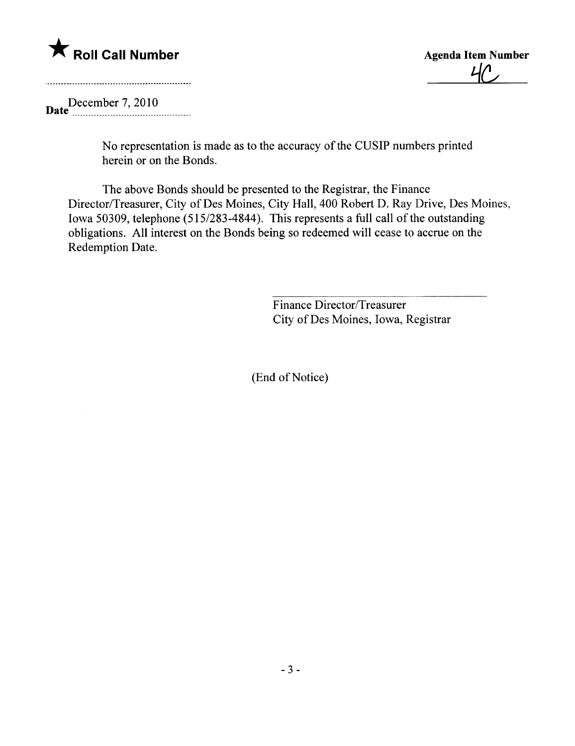No representation is made as to the accuracy of the CUSIP numbers printed herein or on the Bonds.

The above Bonds should be presented to the Registrar, the Finance Director/Treasurer, City of Des Moines, City Hall, 400 Robert D. Ray Drive, Des Moines, Iowa 50309, telephone (515/283-4844). This represents a full call of the outstanding obligations. All interest on the Bonds being so redeemed will cease to accrue on the Redemption Date.

Finance Director/Treasurer
City of Des Moines, Iowa, Registrar

(End of Notice)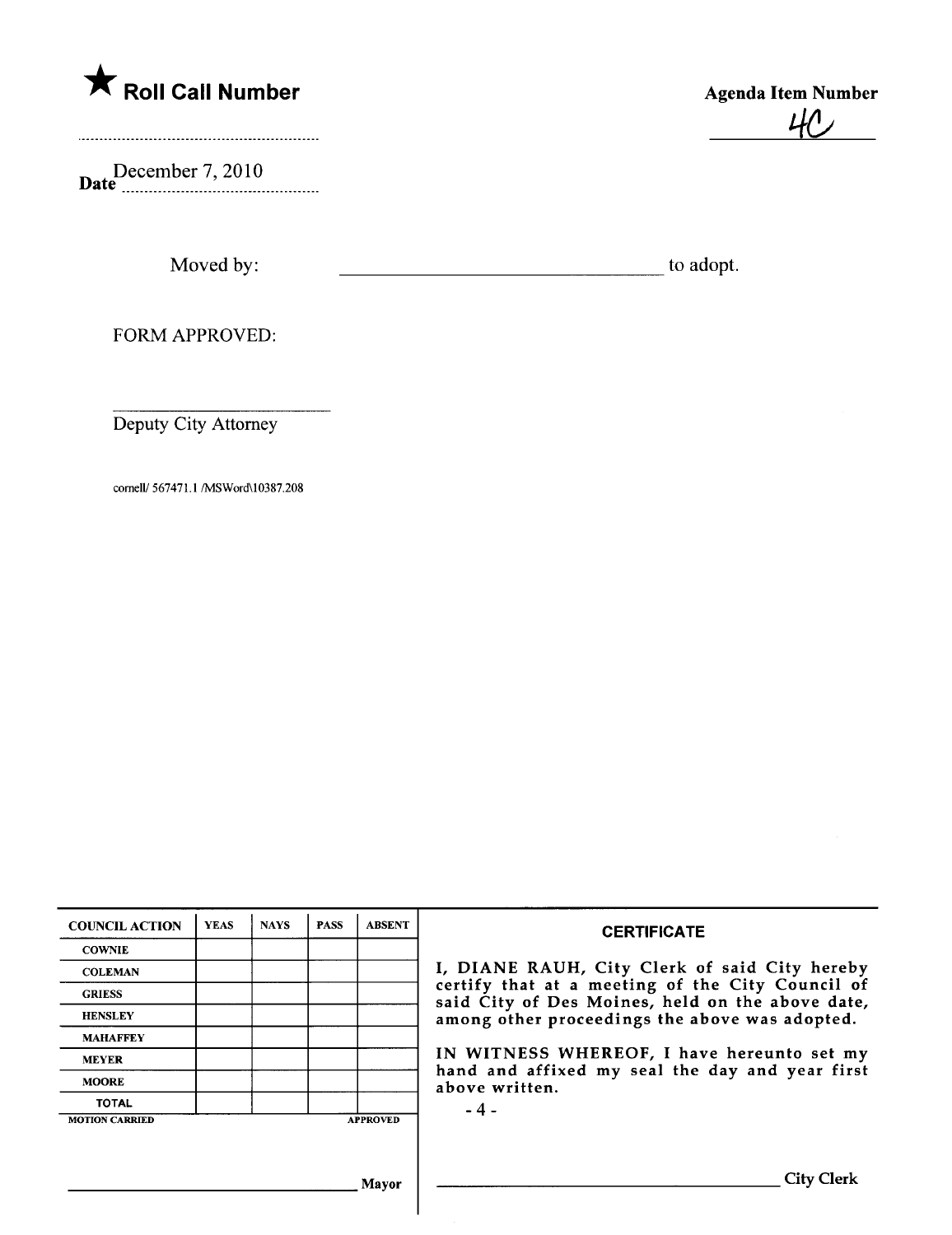★ **Roll Call Number**

**Agenda Item Number**

4C

Date December 7, 2010

Moved by: \_\_\_\_\_\_\_\_\_\_\_\_\_\_\_\_\_\_\_\_\_\_\_\_\_\_\_\_\_\_\_\_ to adopt.

FORM APPROVED:

\_\_\_\_\_\_\_\_\_\_\_\_\_\_\_\_\_\_\_\_\_\_\_\_\_\_

Deputy City Attorney

cornell/ 567471.1 /MSWord\10387.208

| COUNCIL ACTION | YEAS | NAYS | PASS | ABSENT |
|---|---|---|---|---|
| COWNIE | | | | |
| COLEMAN | | | | |
| GRIESS | | | | |
| HENSLEY | | | | |
| MAHAFFEY | | | | |
| MEYER | | | | |
| MOORE | | | | |
| TOTAL | | | | |

MOTION CARRIED APPROVED

\_\_\_\_\_\_\_\_\_\_\_\_\_\_\_\_\_\_\_\_\_\_\_\_\_\_\_\_\_\_\_\_ Mayor

**CERTIFICATE**

I, DIANE RAUH, City Clerk of said City hereby certify that at a meeting of the City Council of said City of Des Moines, held on the above date, among other proceedings the above was adopted.

IN WITNESS WHEREOF, I have hereunto set my hand and affixed my seal the day and year first above written.

\_\_\_\_\_\_\_\_\_\_\_\_\_\_\_\_\_\_\_\_\_\_\_\_\_\_\_\_\_\_\_\_ City Clerk